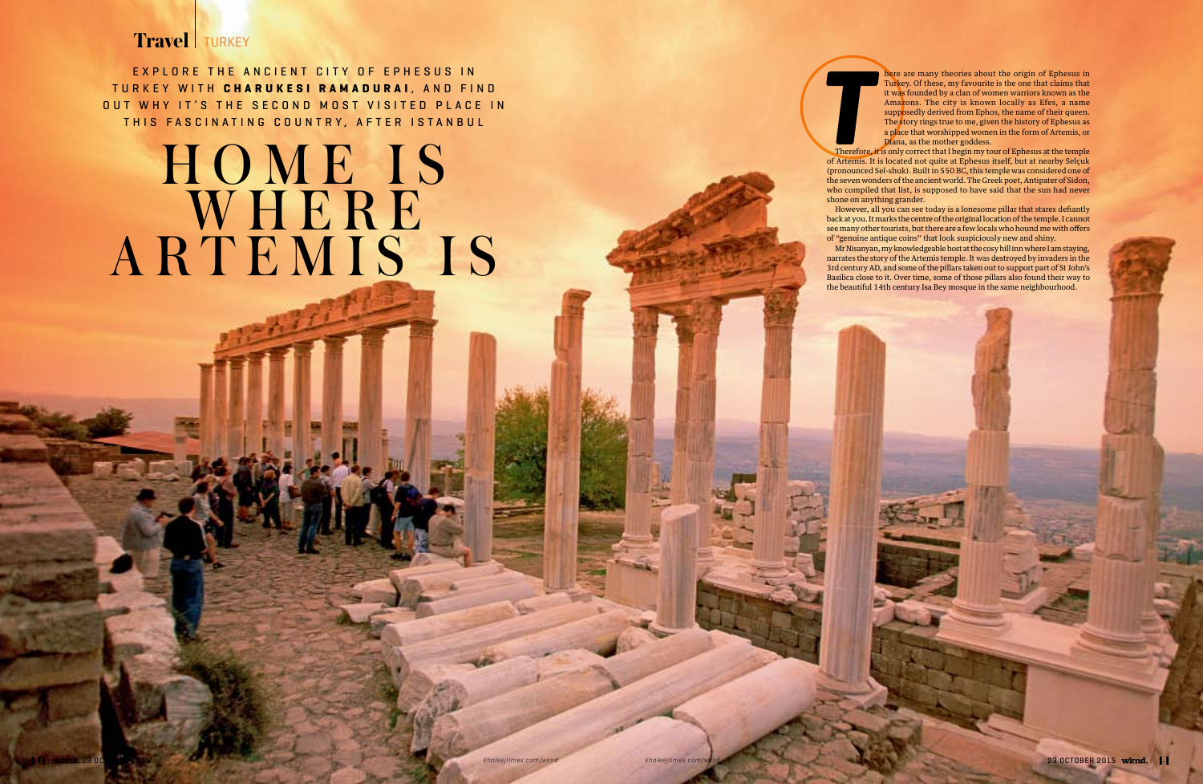Travel | TURKEY

EXPLORE THE ANCIENT CITY OF EPHESUS IN TURKEY WITH **CHARUKESI RAMADURAI**, AND FIND OUT WHY IT'S THE SECOND MOST VISITED PLACE IN THIS FASCINATING COUNTRY, AFTER ISTANBUL

# HOME IS WHERE ARTEMIS IS

There are many theories about the origin of Ephesus in Turkey. Of these, my favourite is the one that claims that it was founded by a clan of women warriors known as the Amazons. The city is known locally as Efes, a name supposedly derived from Ephos, the name of their queen. The story rings true to me, given the history of Ephesus as a place that worshipped women in the form of Artemis, or Diana, as the mother goddess.

Therefore, it is only correct that I begin my tour of Ephesus at the temple of Artemis. It is located not quite at Ephesus itself, but at nearby Selçuk (pronounced Sel-shuk). Built in 550 BC, this temple was considered one of the seven wonders of the ancient world. The Greek poet, Antipater of Sidon, who compiled that list, is supposed to have said that the sun had never shone on anything grander.

However, all you can see today is a lonesome pillar that stares defiantly back at you. It marks the centre of the original location of the temple. I cannot see many other tourists, but there are a few locals who hound me with offers of "genuine antique coins" that look suspiciously new and shiny.

Mr Nisanyan, my knowledgeable host at the cosy hill inn where I am staying, narrates the story of the Artemis temple. It was destroyed by invaders in the 3rd century AD, and some of the pillars taken out to support part of St John's Basilica close to it. Over time, some of those pillars also found their way to the beautiful 14th century Isa Bey mosque in the same neighbourhood.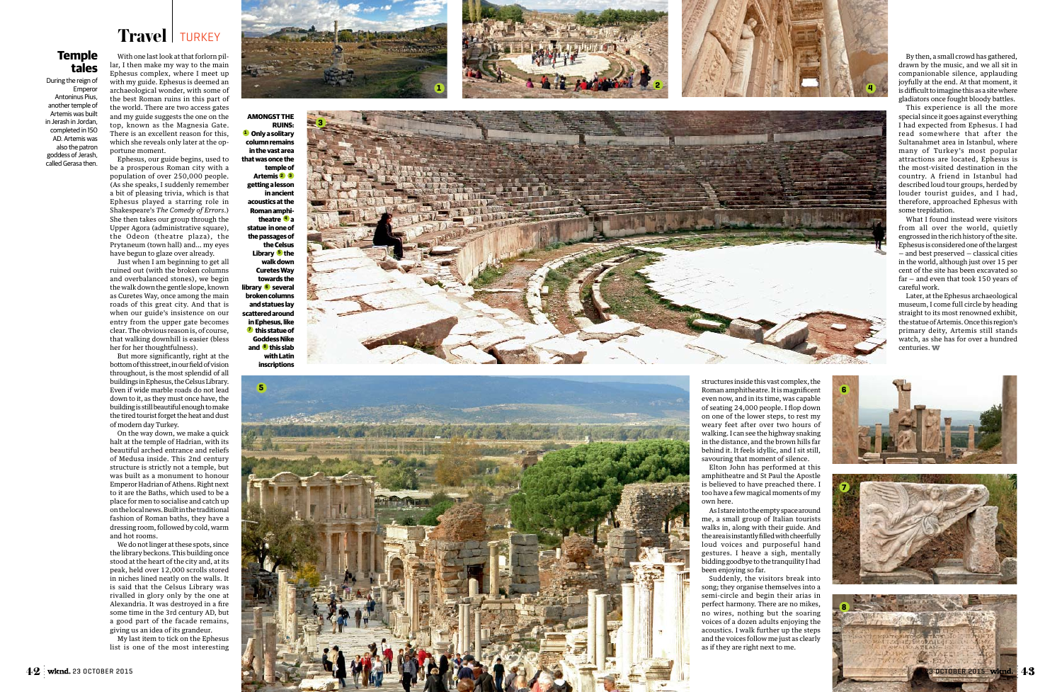## Travel | TURKEY

### Temple tales

During the reign of Emperor Antoninus Pius, another temple of Artemis was built in Jerash in Jordan, completed in 150 AD. Artemis was also the patron goddess of Jerash, called Gerasa then.

With one last look at that forlorn pillar, I then make my way to the main Ephesus complex, where I meet up with my guide. Ephesus is deemed an archaeological wonder, with some of the best Roman ruins in this part of the world. There are two access gates and my guide suggests the one on the top, known as the Magnesia Gate. There is an excellent reason for this, which she reveals only later at the opportune moment.

Ephesus, our guide begins, used to be a prosperous Roman city with a population of over 250,000 people. (As she speaks, I suddenly remember a bit of pleasing trivia, which is that Ephesus played a starring role in Shakespeare's *The Comedy of Errors*.) She then takes our group through the Upper Agora (administrative square), the Odeon (theatre plaza), the Prytaneum (town hall) and... my eyes have begun to glaze over already.

Just when I am beginning to get all ruined out (with the broken columns and overbalanced stones), we begin the walk down the gentle slope, known as Curetes Way, once among the main roads of this great city. And that is when our guide's insistence on our entry from the upper gate becomes clear. The obvious reason is, of course, that walking downhill is easier (bless her for her thoughtfulness).

But more significantly, right at the bottom of this street, in our field of vision throughout, is the most splendid of all buildings in Ephesus, the Celsus Library. Even if wide marble roads do not lead down to it, as they must once have, the building is still beautiful enough to make the tired tourist forget the heat and dust of modern day Turkey.

On the way down, we make a quick halt at the temple of Hadrian, with its beautiful arched entrance and reliefs of Medusa inside. This 2nd century structure is strictly not a temple, but was built as a monument to honour Emperor Hadrian of Athens. Right next to it are the Baths, which used to be a place for men to socialise and catch up on the local news. Built in the traditional fashion of Roman baths, they have a dressing room, followed by cold, warm and hot rooms.

We do not linger at these spots, since the library beckons. This building once stood at the heart of the city and, at its peak, held over 12,000 scrolls stored in niches lined neatly on the walls. It is said that the Celsus Library was rivalled in glory only by the one at Alexandria. It was destroyed in a fire some time in the 3rd century AD, but a good part of the facade remains, giving us an idea of its grandeur.

My last item to tick on the Ephesus list is one of the most interesting structures inside this vast complex, the Roman amphitheatre. It is magnificent even now, and in its time, was capable of seating 24,000 people. I flop down on one of the lower steps, to rest my weary feet after over two hours of walking. I can see the highway snaking in the distance, and the brown hills far behind it. It feels idyllic, and I sit still, savouring that moment of silence.

Elton John has performed at this amphitheatre and St Paul the Apostle is believed to have preached there. I too have a few magical moments of my own here.

As I stare into the empty space around me, a small group of Italian tourists walks in, along with their guide. And the area is instantly filled with cheerfully loud voices and purposeful hand gestures. I heave a sigh, mentally bidding goodbye to the tranquility I had been enjoying so far.

Suddenly, the visitors break into song; they organise themselves into a semi-circle and begin their arias in perfect harmony. There are no mikes, no wires, nothing but the soaring voices of a dozen adults enjoying the acoustics. I walk further up the steps and the voices follow me just as clearly as if they are right next to me.

By then, a small crowd has gathered, drawn by the music, and we all sit in companionable silence, applauding joyfully at the end. At that moment, it is difficult to imagine this as a site where gladiators once fought bloody battles.

This experience is all the more special since it goes against everything I had expected from Ephesus. I had read somewhere that after the Sultanahmet area in Istanbul, where many of Turkey's most popular attractions are located, Ephesus is the most-visited destination in the country. A friend in Istanbul had described loud tour groups, herded by louder tourist guides, and I had, therefore, approached Ephesus with some trepidation.

What I found instead were visitors from all over the world, quietly engrossed in the rich history of the site. Ephesus is considered one of the largest – and best preserved – classical cities in the world, although just over 15 per cent of the site has been excavated so far – and even that took 150 years of careful work.

Later, at the Ephesus archaeological museum, I come full circle by heading straight to its most renowned exhibit, the statue of Artemis. Once this region's primary deity, Artemis still stands watch, as she has for over a hundred centuries. **W**

**AMONGST THE RUINS: 1 Only a solitary column remains in the vast area that was once the temple of Artemis 2 3 getting a lesson in ancient acoustics at the Roman amphitheatre 4 a statue in one of the passages of the Celsus Library 5 the walk down Curetes Way towards the library 6 several broken columns and statues lay scattered around in Ephesus, like 7 this statue of Goddess Nike and 8 this slab with Latin inscriptions**